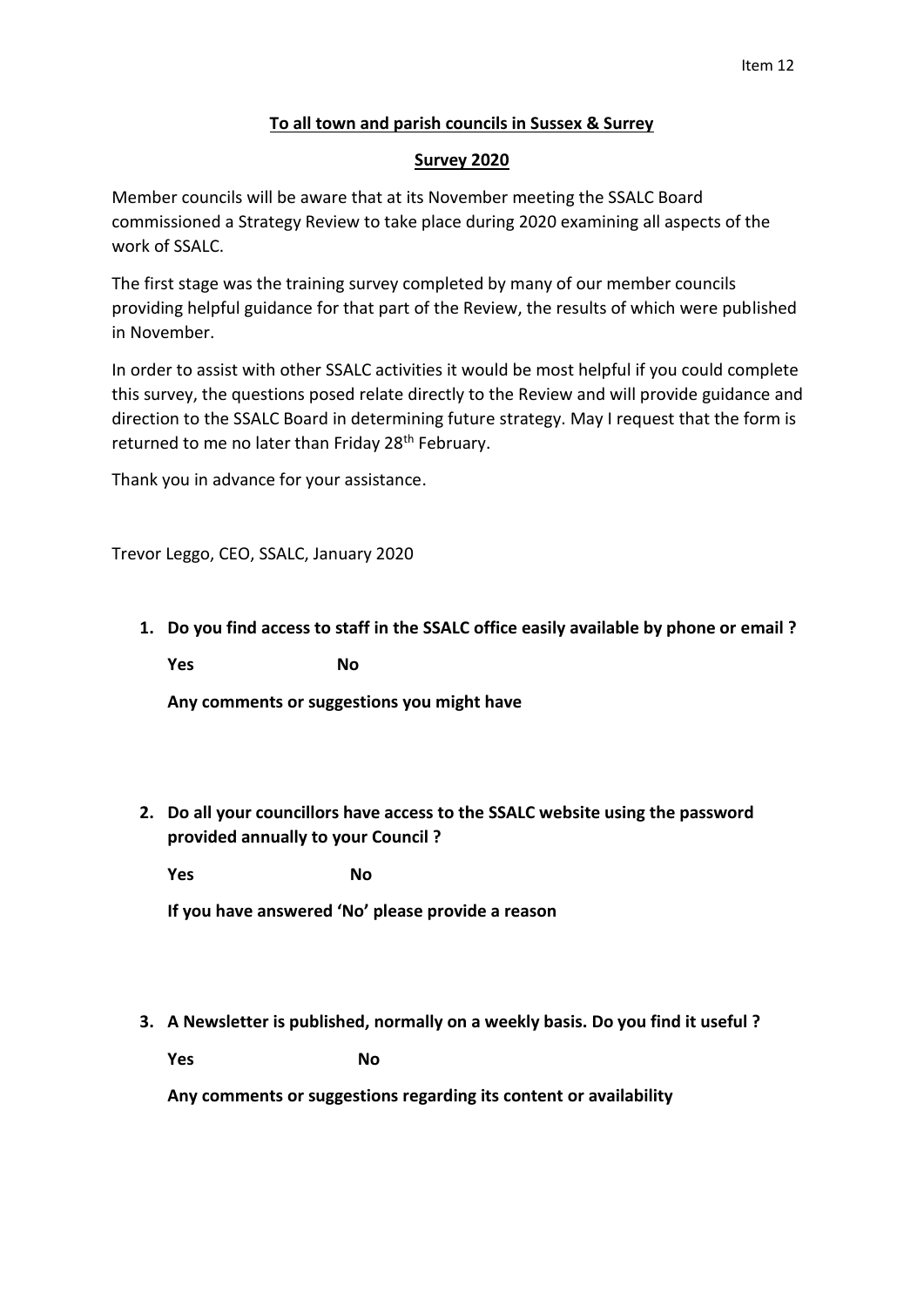Item 12

**To all town and parish councils in Sussex & Surrey**

**Survey 2020**

Member councils will be aware that at its November meeting the SSALC Board commissioned a Strategy Review to take place during 2020 examining all aspects of the work of SSALC.

The first stage was the training survey completed by many of our member councils providing helpful guidance for that part of the Review, the results of which were published in November.

In order to assist with other SSALC activities it would be most helpful if you could complete this survey, the questions posed relate directly to the Review and will provide guidance and direction to the SSALC Board in determining future strategy. May I request that the form is returned to me no later than Friday 28th February.

Thank you in advance for your assistance.

Trevor Leggo, CEO, SSALC, January 2020

1. **Do you find access to staff in the SSALC office easily available by phone or email ?**

   **Yes** **No**

   **Any comments or suggestions you might have**

2. **Do all your councillors have access to the SSALC website using the password provided annually to your Council ?**

   **Yes** **No**

   **If you have answered 'No' please provide a reason**

3. **A Newsletter is published, normally on a weekly basis. Do you find it useful ?**

   **Yes** **No**

   **Any comments or suggestions regarding its content or availability**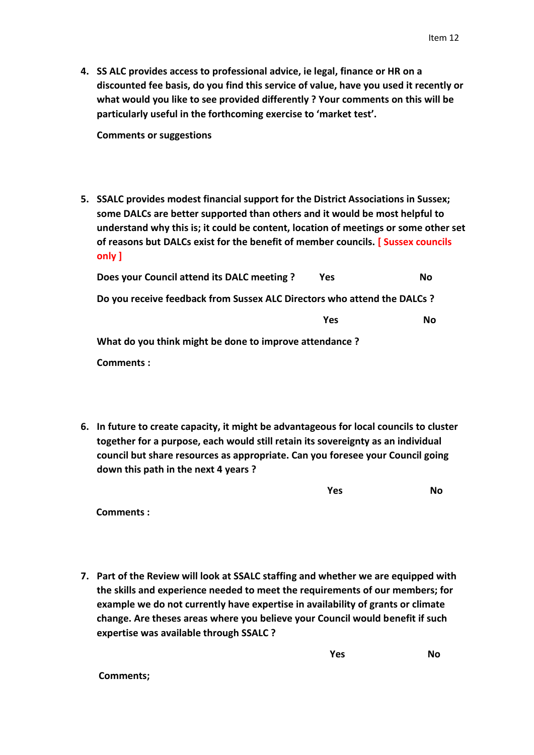4. **SS ALC provides access to professional advice, ie legal, finance or HR on a discounted fee basis, do you find this service of value, have you used it recently or what would you like to see provided differently ? Your comments on this will be particularly useful in the forthcoming exercise to 'market test'.**

   **Comments or suggestions**

5. **SSALC provides modest financial support for the District Associations in Sussex; some DALCs are better supported than others and it would be most helpful to understand why this is; it could be content, location of meetings or some other set of reasons but DALCs exist for the benefit of member councils. [ Sussex councils only ]**

   **Does your Council attend its DALC meeting ?    Yes    No**

   **Do you receive feedback from Sussex ALC Directors who attend the DALCs ?**

   **Yes    No**

   **What do you think might be done to improve attendance ?**

   **Comments :**

6. **In future to create capacity, it might be advantageous for local councils to cluster together for a purpose, each would still retain its sovereignty as an individual council but share resources as appropriate. Can you foresee your Council going down this path in the next 4 years ?**

   **Yes    No**

   **Comments :**

7. **Part of the Review will look at SSALC staffing and whether we are equipped with the skills and experience needed to meet the requirements of our members; for example we do not currently have expertise in availability of grants or climate change. Are theses areas where you believe your Council would benefit if such expertise was available through SSALC ?**

   **Yes    No**

   **Comments;**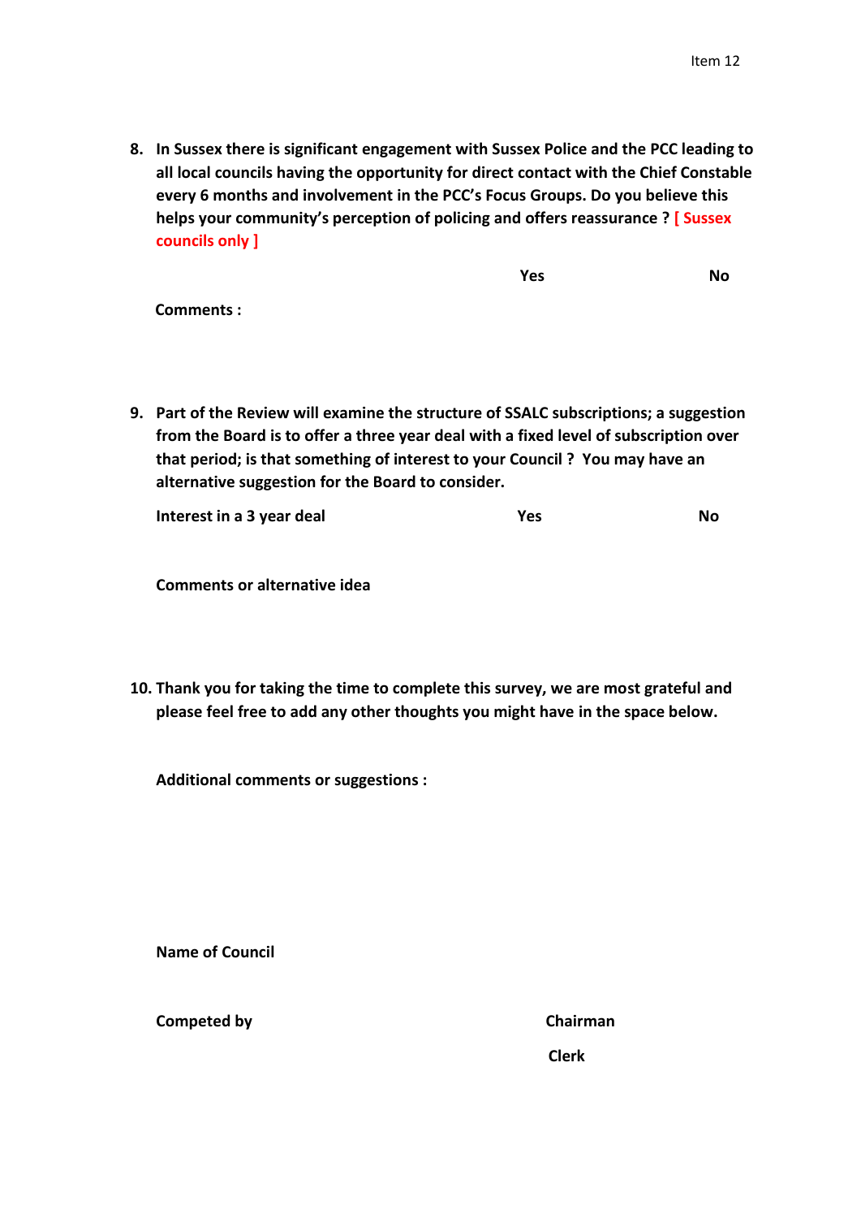8. **In Sussex there is significant engagement with Sussex Police and the PCC leading to all local councils having the opportunity for direct contact with the Chief Constable every 6 months and involvement in the PCC's Focus Groups. Do you believe this helps your community's perception of policing and offers reassurance ? [ Sussex councils only ]**

   **Yes** **No**

   **Comments :**

9. **Part of the Review will examine the structure of SSALC subscriptions; a suggestion from the Board is to offer a three year deal with a fixed level of subscription over that period; is that something of interest to your Council ? You may have an alternative suggestion for the Board to consider.**

   **Interest in a 3 year deal** **Yes** **No**

   **Comments or alternative idea**

10. **Thank you for taking the time to complete this survey, we are most grateful and please feel free to add any other thoughts you might have in the space below.**

    **Additional comments or suggestions :**

**Name of Council**

**Competed by** **Chairman**

**Clerk**